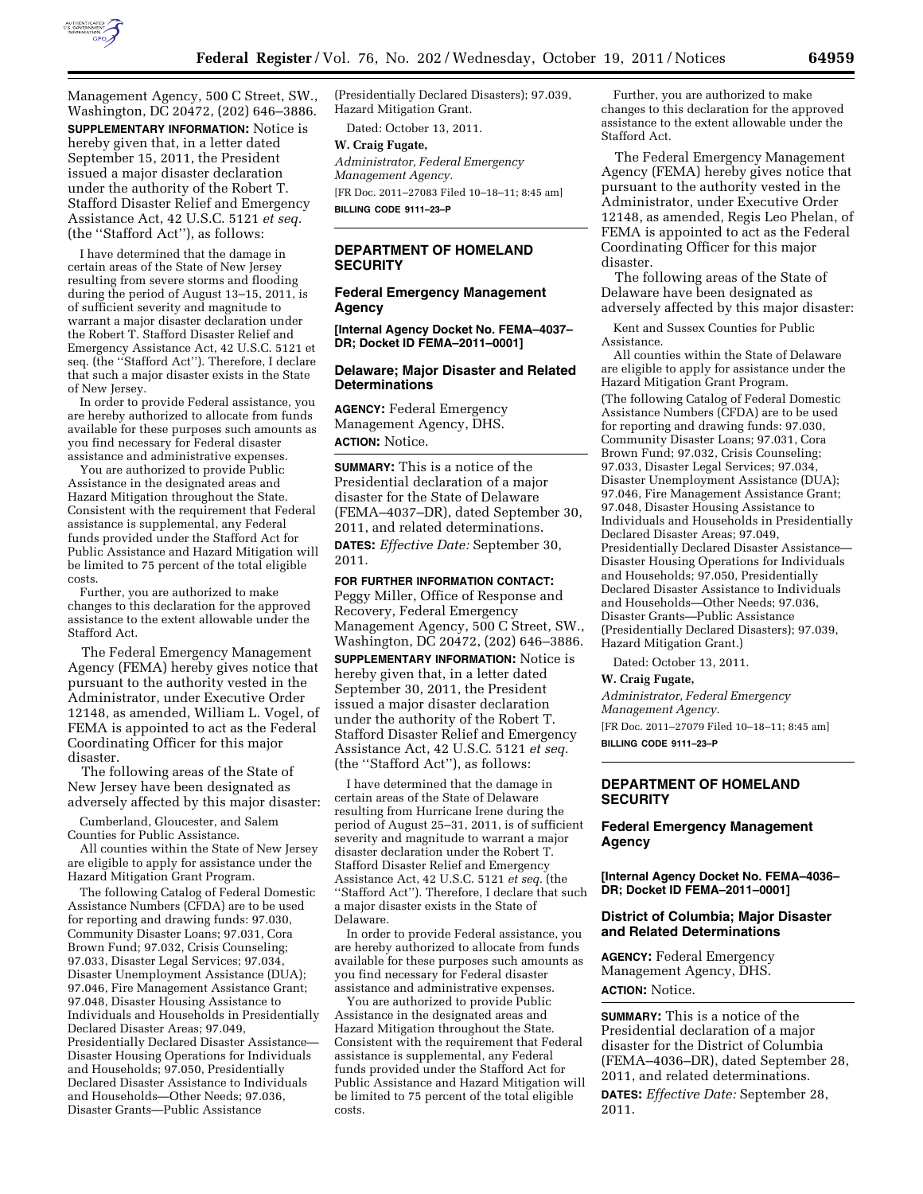Management Agency, 500 C Street, SW., Washington, DC 20472, (202) 646–3886.

**SUPPLEMENTARY INFORMATION:** Notice is hereby given that, in a letter dated September 15, 2011, the President issued a major disaster declaration under the authority of the Robert T. Stafford Disaster Relief and Emergency Assistance Act, 42 U.S.C. 5121 *et seq.* (the ''Stafford Act''), as follows:

I have determined that the damage in certain areas of the State of New Jersey resulting from severe storms and flooding during the period of August 13–15, 2011, is of sufficient severity and magnitude to warrant a major disaster declaration under the Robert T. Stafford Disaster Relief and Emergency Assistance Act, 42 U.S.C. 5121 et seq. (the ''Stafford Act''). Therefore, I declare that such a major disaster exists in the State of New Jersey.

In order to provide Federal assistance, you are hereby authorized to allocate from funds available for these purposes such amounts as you find necessary for Federal disaster assistance and administrative expenses.

You are authorized to provide Public Assistance in the designated areas and Hazard Mitigation throughout the State. Consistent with the requirement that Federal assistance is supplemental, any Federal funds provided under the Stafford Act for Public Assistance and Hazard Mitigation will be limited to 75 percent of the total eligible costs.

Further, you are authorized to make changes to this declaration for the approved assistance to the extent allowable under the Stafford Act.

The Federal Emergency Management Agency (FEMA) hereby gives notice that pursuant to the authority vested in the Administrator, under Executive Order 12148, as amended, William L. Vogel, of FEMA is appointed to act as the Federal Coordinating Officer for this major disaster.

The following areas of the State of New Jersey have been designated as adversely affected by this major disaster:

Cumberland, Gloucester, and Salem Counties for Public Assistance.

All counties within the State of New Jersey are eligible to apply for assistance under the Hazard Mitigation Grant Program.

The following Catalog of Federal Domestic Assistance Numbers (CFDA) are to be used for reporting and drawing funds: 97.030, Community Disaster Loans; 97.031, Cora Brown Fund; 97.032, Crisis Counseling; 97.033, Disaster Legal Services; 97.034, Disaster Unemployment Assistance (DUA); 97.046, Fire Management Assistance Grant; 97.048, Disaster Housing Assistance to Individuals and Households in Presidentially Declared Disaster Areas; 97.049, Presidentially Declared Disaster Assistance—Disaster Housing Operations for Individuals and Households; 97.050, Presidentially Declared Disaster Assistance to Individuals and Households—Other Needs; 97.036, Disaster Grants—Public Assistance (Presidentially Declared Disasters); 97.039, Hazard Mitigation Grant.

Dated: October 13, 2011.

**W. Craig Fugate,**

*Administrator, Federal Emergency Management Agency.*

[FR Doc. 2011–27083 Filed 10–18–11; 8:45 am]

**BILLING CODE 9111–23–P**

---

## DEPARTMENT OF HOMELAND SECURITY

### Federal Emergency Management Agency

**[Internal Agency Docket No. FEMA–4037–DR; Docket ID FEMA–2011–0001]**

### Delaware; Major Disaster and Related Determinations

**AGENCY:** Federal Emergency Management Agency, DHS.

**ACTION:** Notice.

**SUMMARY:** This is a notice of the Presidential declaration of a major disaster for the State of Delaware (FEMA–4037–DR), dated September 30, 2011, and related determinations.

**DATES:** *Effective Date:* September 30, 2011.

**FOR FURTHER INFORMATION CONTACT:** Peggy Miller, Office of Response and Recovery, Federal Emergency Management Agency, 500 C Street, SW., Washington, DC 20472, (202) 646–3886.

**SUPPLEMENTARY INFORMATION:** Notice is hereby given that, in a letter dated September 30, 2011, the President issued a major disaster declaration under the authority of the Robert T. Stafford Disaster Relief and Emergency Assistance Act, 42 U.S.C. 5121 *et seq.* (the ''Stafford Act''), as follows:

I have determined that the damage in certain areas of the State of Delaware resulting from Hurricane Irene during the period of August 25–31, 2011, is of sufficient severity and magnitude to warrant a major disaster declaration under the Robert T. Stafford Disaster Relief and Emergency Assistance Act, 42 U.S.C. 5121 *et seq.* (the ''Stafford Act''). Therefore, I declare that such a major disaster exists in the State of Delaware.

In order to provide Federal assistance, you are hereby authorized to allocate from funds available for these purposes such amounts as you find necessary for Federal disaster assistance and administrative expenses.

You are authorized to provide Public Assistance in the designated areas and Hazard Mitigation throughout the State. Consistent with the requirement that Federal assistance is supplemental, any Federal funds provided under the Stafford Act for Public Assistance and Hazard Mitigation will be limited to 75 percent of the total eligible costs.

Further, you are authorized to make changes to this declaration for the approved assistance to the extent allowable under the Stafford Act.

The Federal Emergency Management Agency (FEMA) hereby gives notice that pursuant to the authority vested in the Administrator, under Executive Order 12148, as amended, Regis Leo Phelan, of FEMA is appointed to act as the Federal Coordinating Officer for this major disaster.

The following areas of the State of Delaware have been designated as adversely affected by this major disaster:

Kent and Sussex Counties for Public Assistance.

All counties within the State of Delaware are eligible to apply for assistance under the Hazard Mitigation Grant Program.

(The following Catalog of Federal Domestic Assistance Numbers (CFDA) are to be used for reporting and drawing funds: 97.030, Community Disaster Loans; 97.031, Cora Brown Fund; 97.032, Crisis Counseling; 97.033, Disaster Legal Services; 97.034, Disaster Unemployment Assistance (DUA); 97.046, Fire Management Assistance Grant; 97.048, Disaster Housing Assistance to Individuals and Households in Presidentially Declared Disaster Areas; 97.049, Presidentially Declared Disaster Assistance—Disaster Housing Operations for Individuals and Households; 97.050, Presidentially Declared Disaster Assistance to Individuals and Households—Other Needs; 97.036, Disaster Grants—Public Assistance (Presidentially Declared Disasters); 97.039, Hazard Mitigation Grant.)

Dated: October 13, 2011.

**W. Craig Fugate,**

*Administrator, Federal Emergency Management Agency.*

[FR Doc. 2011–27079 Filed 10–18–11; 8:45 am]

**BILLING CODE 9111–23–P**

---

## DEPARTMENT OF HOMELAND SECURITY

### Federal Emergency Management Agency

**[Internal Agency Docket No. FEMA–4036–DR; Docket ID FEMA–2011–0001]**

### District of Columbia; Major Disaster and Related Determinations

**AGENCY:** Federal Emergency Management Agency, DHS.

**ACTION:** Notice.

**SUMMARY:** This is a notice of the Presidential declaration of a major disaster for the District of Columbia (FEMA–4036–DR), dated September 28, 2011, and related determinations.

**DATES:** *Effective Date:* September 28, 2011.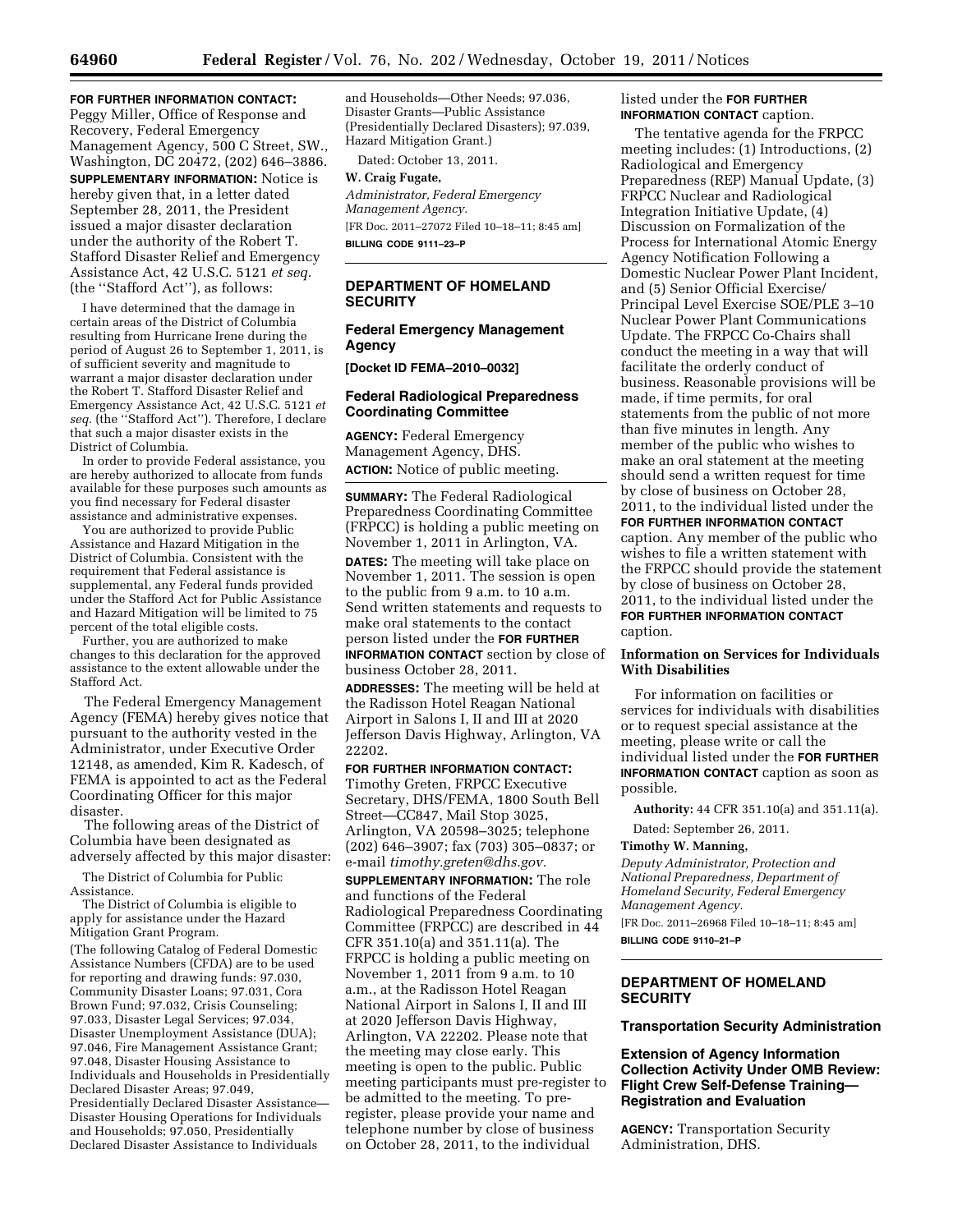**FOR FURTHER INFORMATION CONTACT:** Peggy Miller, Office of Response and Recovery, Federal Emergency Management Agency, 500 C Street, SW., Washington, DC 20472, (202) 646–3886.

**SUPPLEMENTARY INFORMATION:** Notice is hereby given that, in a letter dated September 28, 2011, the President issued a major disaster declaration under the authority of the Robert T. Stafford Disaster Relief and Emergency Assistance Act, 42 U.S.C. 5121 *et seq.* (the ''Stafford Act''), as follows:

I have determined that the damage in certain areas of the District of Columbia resulting from Hurricane Irene during the period of August 26 to September 1, 2011, is of sufficient severity and magnitude to warrant a major disaster declaration under the Robert T. Stafford Disaster Relief and Emergency Assistance Act, 42 U.S.C. 5121 *et seq.* (the ''Stafford Act''). Therefore, I declare that such a major disaster exists in the District of Columbia.

In order to provide Federal assistance, you are hereby authorized to allocate from funds available for these purposes such amounts as you find necessary for Federal disaster assistance and administrative expenses.

You are authorized to provide Public Assistance and Hazard Mitigation in the District of Columbia. Consistent with the requirement that Federal assistance is supplemental, any Federal funds provided under the Stafford Act for Public Assistance and Hazard Mitigation will be limited to 75 percent of the total eligible costs.

Further, you are authorized to make changes to this declaration for the approved assistance to the extent allowable under the Stafford Act.

The Federal Emergency Management Agency (FEMA) hereby gives notice that pursuant to the authority vested in the Administrator, under Executive Order 12148, as amended, Kim R. Kadesch, of FEMA is appointed to act as the Federal Coordinating Officer for this major disaster.

The following areas of the District of Columbia have been designated as adversely affected by this major disaster:

The District of Columbia for Public Assistance.

The District of Columbia is eligible to apply for assistance under the Hazard Mitigation Grant Program.

(The following Catalog of Federal Domestic Assistance Numbers (CFDA) are to be used for reporting and drawing funds: 97.030, Community Disaster Loans; 97.031, Cora Brown Fund; 97.032, Crisis Counseling; 97.033, Disaster Legal Services; 97.034, Disaster Unemployment Assistance (DUA); 97.046, Fire Management Assistance Grant; 97.048, Disaster Housing Assistance to Individuals and Households in Presidentially Declared Disaster Areas; 97.049, Presidentially Declared Disaster Assistance—Disaster Housing Operations for Individuals and Households; 97.050, Presidentially Declared Disaster Assistance to Individuals and Households—Other Needs; 97.036, Disaster Grants—Public Assistance (Presidentially Declared Disasters); 97.039, Hazard Mitigation Grant.)

Dated: October 13, 2011.

**W. Craig Fugate,**

*Administrator, Federal Emergency Management Agency.*

[FR Doc. 2011–27072 Filed 10–18–11; 8:45 am]

**BILLING CODE 9111–23–P**

## DEPARTMENT OF HOMELAND SECURITY

### Federal Emergency Management Agency

**[Docket ID FEMA–2010–0032]**

### Federal Radiological Preparedness Coordinating Committee

**AGENCY:** Federal Emergency Management Agency, DHS.

**ACTION:** Notice of public meeting.

**SUMMARY:** The Federal Radiological Preparedness Coordinating Committee (FRPCC) is holding a public meeting on November 1, 2011 in Arlington, VA.

**DATES:** The meeting will take place on November 1, 2011. The session is open to the public from 9 a.m. to 10 a.m. Send written statements and requests to make oral statements to the contact person listed under the **FOR FURTHER INFORMATION CONTACT** section by close of business October 28, 2011.

**ADDRESSES:** The meeting will be held at the Radisson Hotel Reagan National Airport in Salons I, II and III at 2020 Jefferson Davis Highway, Arlington, VA 22202.

**FOR FURTHER INFORMATION CONTACT:** Timothy Greten, FRPCC Executive Secretary, DHS/FEMA, 1800 South Bell Street—CC847, Mail Stop 3025, Arlington, VA 20598–3025; telephone (202) 646–3907; fax (703) 305–0837; or e-mail *timothy.greten@dhs.gov.*

**SUPPLEMENTARY INFORMATION:** The role and functions of the Federal Radiological Preparedness Coordinating Committee (FRPCC) are described in 44 CFR 351.10(a) and 351.11(a). The FRPCC is holding a public meeting on November 1, 2011 from 9 a.m. to 10 a.m., at the Radisson Hotel Reagan National Airport in Salons I, II and III at 2020 Jefferson Davis Highway, Arlington, VA 22202. Please note that the meeting may close early. This meeting is open to the public. Public meeting participants must pre-register to be admitted to the meeting. To pre-register, please provide your name and telephone number by close of business on October 28, 2011, to the individual listed under the **FOR FURTHER INFORMATION CONTACT** caption.

The tentative agenda for the FRPCC meeting includes: (1) Introductions, (2) Radiological and Emergency Preparedness (REP) Manual Update, (3) FRPCC Nuclear and Radiological Integration Initiative Update, (4) Discussion on Formalization of the Process for International Atomic Energy Agency Notification Following a Domestic Nuclear Power Plant Incident, and (5) Senior Official Exercise/Principal Level Exercise SOE/PLE 3–10 Nuclear Power Plant Communications Update. The FRPCC Co-Chairs shall conduct the meeting in a way that will facilitate the orderly conduct of business. Reasonable provisions will be made, if time permits, for oral statements from the public of not more than five minutes in length. Any member of the public who wishes to make an oral statement at the meeting should send a written request for time by close of business on October 28, 2011, to the individual listed under the **FOR FURTHER INFORMATION CONTACT** caption. Any member of the public who wishes to file a written statement with the FRPCC should provide the statement by close of business on October 28, 2011, to the individual listed under the **FOR FURTHER INFORMATION CONTACT** caption.

### Information on Services for Individuals With Disabilities

For information on facilities or services for individuals with disabilities or to request special assistance at the meeting, please write or call the individual listed under the **FOR FURTHER INFORMATION CONTACT** caption as soon as possible.

**Authority:** 44 CFR 351.10(a) and 351.11(a).

Dated: September 26, 2011.

**Timothy W. Manning,**

*Deputy Administrator, Protection and National Preparedness, Department of Homeland Security, Federal Emergency Management Agency.*

[FR Doc. 2011–26968 Filed 10–18–11; 8:45 am]

**BILLING CODE 9110–21–P**

## DEPARTMENT OF HOMELAND SECURITY

### Transportation Security Administration

### Extension of Agency Information Collection Activity Under OMB Review: Flight Crew Self-Defense Training—Registration and Evaluation

**AGENCY:** Transportation Security Administration, DHS.